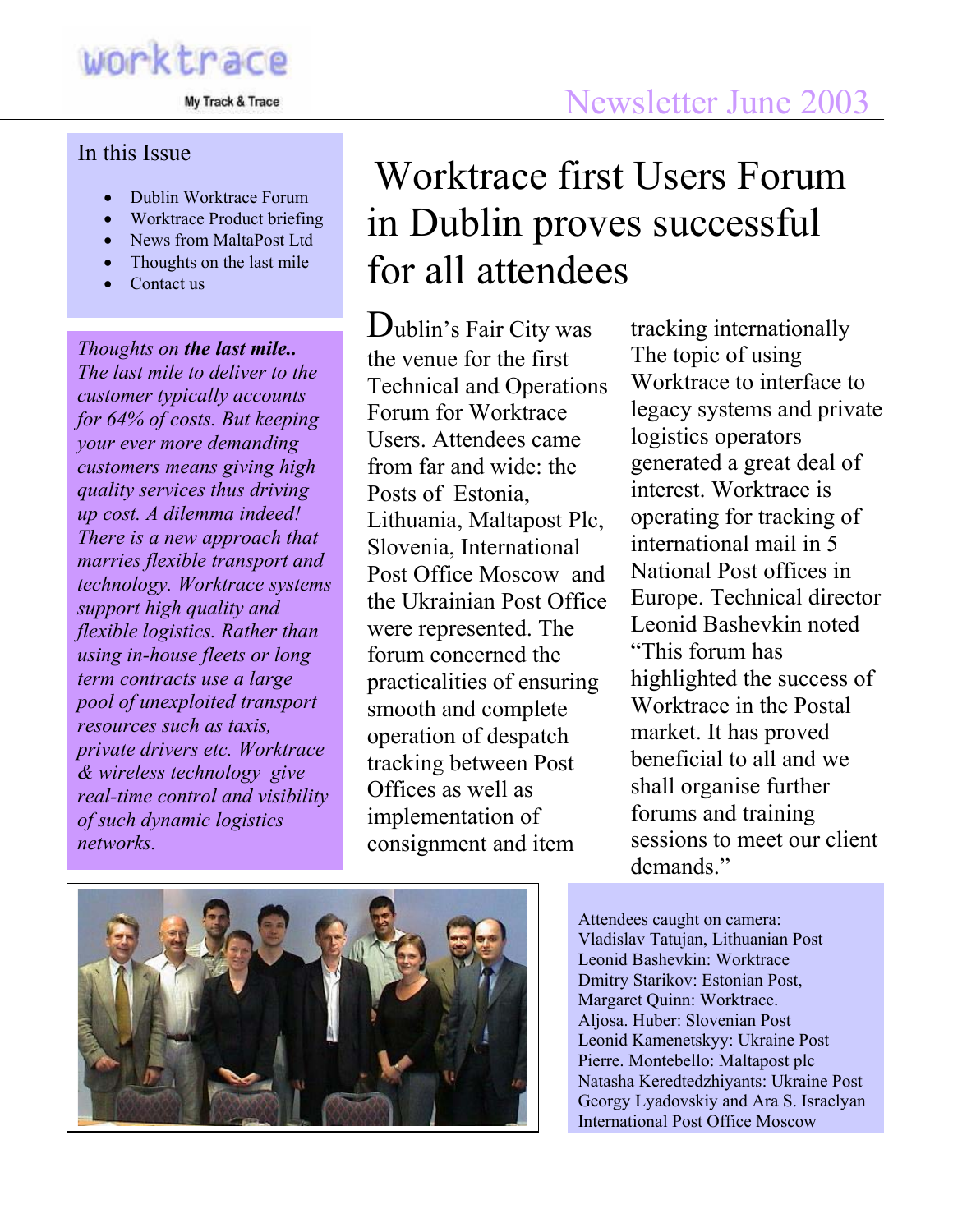worktrace

My Track & Trace

Newsletter June 2003

## In this Issue

- Dublin Worktrace Forum
- Worktrace Product briefing
- News from MaltaPost Ltd
- Thoughts on the last mile
- Contact us

*Thoughts on* ***the last mile..*** *The last mile to deliver to the customer typically accounts for 64% of costs. But keeping your ever more demanding customers means giving high quality services thus driving up cost. A dilemma indeed! There is a new approach that marries flexible transport and technology. Worktrace systems support high quality and flexible logistics. Rather than using in-house fleets or long term contracts use a large pool of unexploited transport resources such as taxis, private drivers etc. Worktrace & wireless technology give real-time control and visibility of such dynamic logistics networks.*

# Worktrace first Users Forum in Dublin proves successful for all attendees

Dublin's Fair City was the venue for the first Technical and Operations Forum for Worktrace Users. Attendees came from far and wide: the Posts of Estonia, Lithuania, Maltapost Plc, Slovenia, International Post Office Moscow and the Ukrainian Post Office were represented. The forum concerned the practicalities of ensuring smooth and complete operation of despatch tracking between Post Offices as well as implementation of consignment and item tracking internationally. The topic of using Worktrace to interface to legacy systems and private logistics operators generated a great deal of interest. Worktrace is operating for tracking of international mail in 5 National Post offices in Europe. Technical director Leonid Bashevkin noted "This forum has highlighted the success of Worktrace in the Postal market. It has proved beneficial to all and we shall organise further forums and training sessions to meet our client demands."

Attendees caught on camera:
Vladislav Tatujan, Lithuanian Post
Leonid Bashevkin: Worktrace
Dmitry Starikov: Estonian Post,
Margaret Quinn: Worktrace.
Aljosa. Huber: Slovenian Post
Leonid Kamenetskyy: Ukraine Post
Pierre. Montebello: Maltapost plc
Natasha Keredtedzhiyants: Ukraine Post
Georgy Lyadovskiy and Ara S. Israelyan
International Post Office Moscow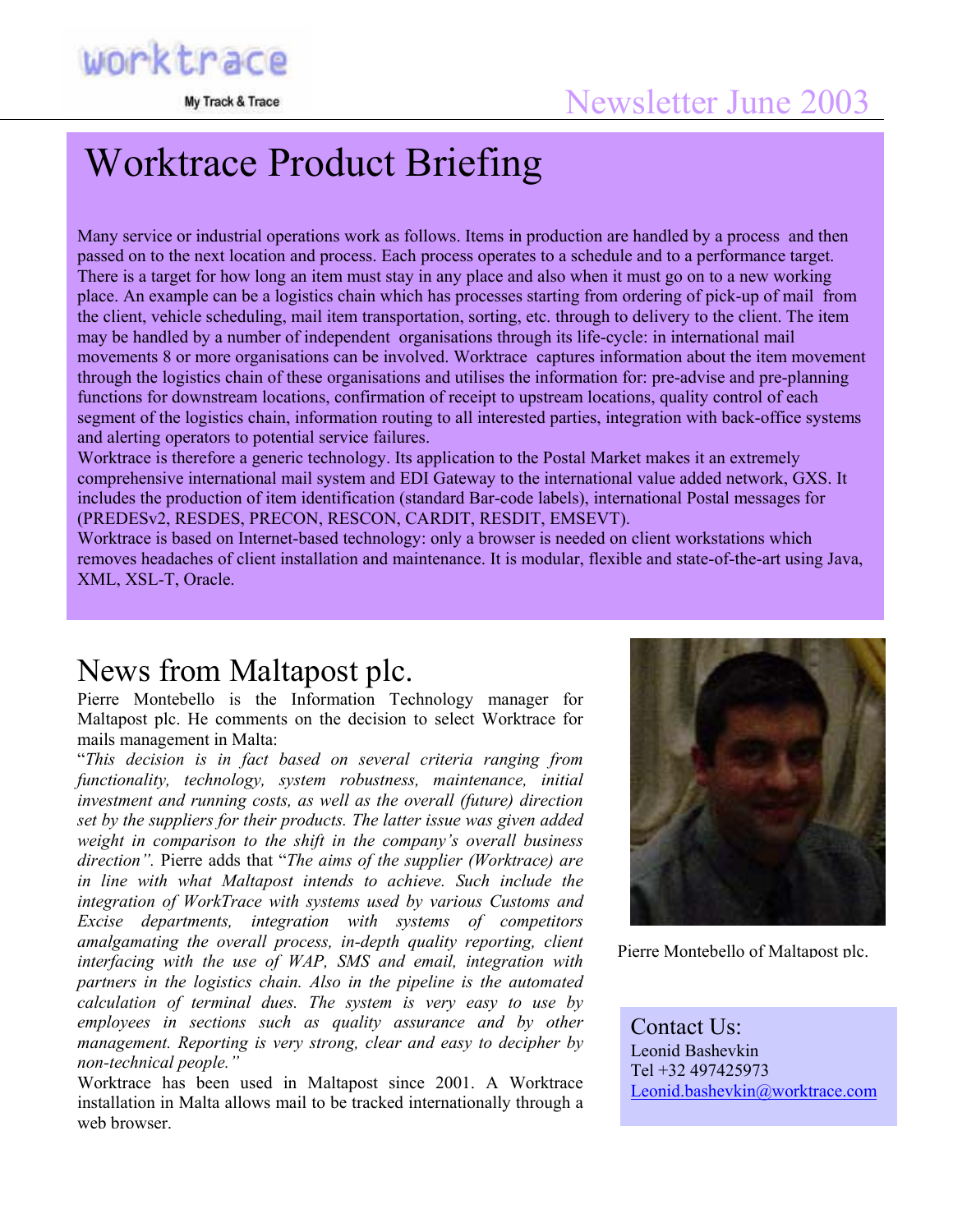worktrace

My Track & Trace

Newsletter June 2003

# Worktrace Product Briefing

Many service or industrial operations work as follows. Items in production are handled by a process and then passed on to the next location and process. Each process operates to a schedule and to a performance target. There is a target for how long an item must stay in any place and also when it must go on to a new working place. An example can be a logistics chain which has processes starting from ordering of pick-up of mail from the client, vehicle scheduling, mail item transportation, sorting, etc. through to delivery to the client. The item may be handled by a number of independent organisations through its life-cycle: in international mail movements 8 or more organisations can be involved. Worktrace captures information about the item movement through the logistics chain of these organisations and utilises the information for: pre-advise and pre-planning functions for downstream locations, confirmation of receipt to upstream locations, quality control of each segment of the logistics chain, information routing to all interested parties, integration with back-office systems and alerting operators to potential service failures.

Worktrace is therefore a generic technology. Its application to the Postal Market makes it an extremely comprehensive international mail system and EDI Gateway to the international value added network, GXS. It includes the production of item identification (standard Bar-code labels), international Postal messages for (PREDESv2, RESDES, PRECON, RESCON, CARDIT, RESDIT, EMSEVT).

Worktrace is based on Internet-based technology: only a browser is needed on client workstations which removes headaches of client installation and maintenance. It is modular, flexible and state-of-the-art using Java, XML, XSL-T, Oracle.

## News from Maltapost plc.

Pierre Montebello is the Information Technology manager for Maltapost plc. He comments on the decision to select Worktrace for mails management in Malta:

"*This decision is in fact based on several criteria ranging from functionality, technology, system robustness, maintenance, initial investment and running costs, as well as the overall (future) direction set by the suppliers for their products. The latter issue was given added weight in comparison to the shift in the company's overall business direction".* Pierre adds that "*The aims of the supplier (Worktrace) are in line with what Maltapost intends to achieve. Such include the integration of WorkTrace with systems used by various Customs and Excise departments, integration with systems of competitors amalgamating the overall process, in-depth quality reporting, client interfacing with the use of WAP, SMS and email, integration with partners in the logistics chain. Also in the pipeline is the automated calculation of terminal dues. The system is very easy to use by employees in sections such as quality assurance and by other management. Reporting is very strong, clear and easy to decipher by non-technical people."*

Worktrace has been used in Maltapost since 2001. A Worktrace installation in Malta allows mail to be tracked internationally through a web browser.

Pierre Montebello of Maltapost plc.

Contact Us:
Leonid Bashevkin
Tel +32 497425973
Leonid.bashevkin@worktrace.com